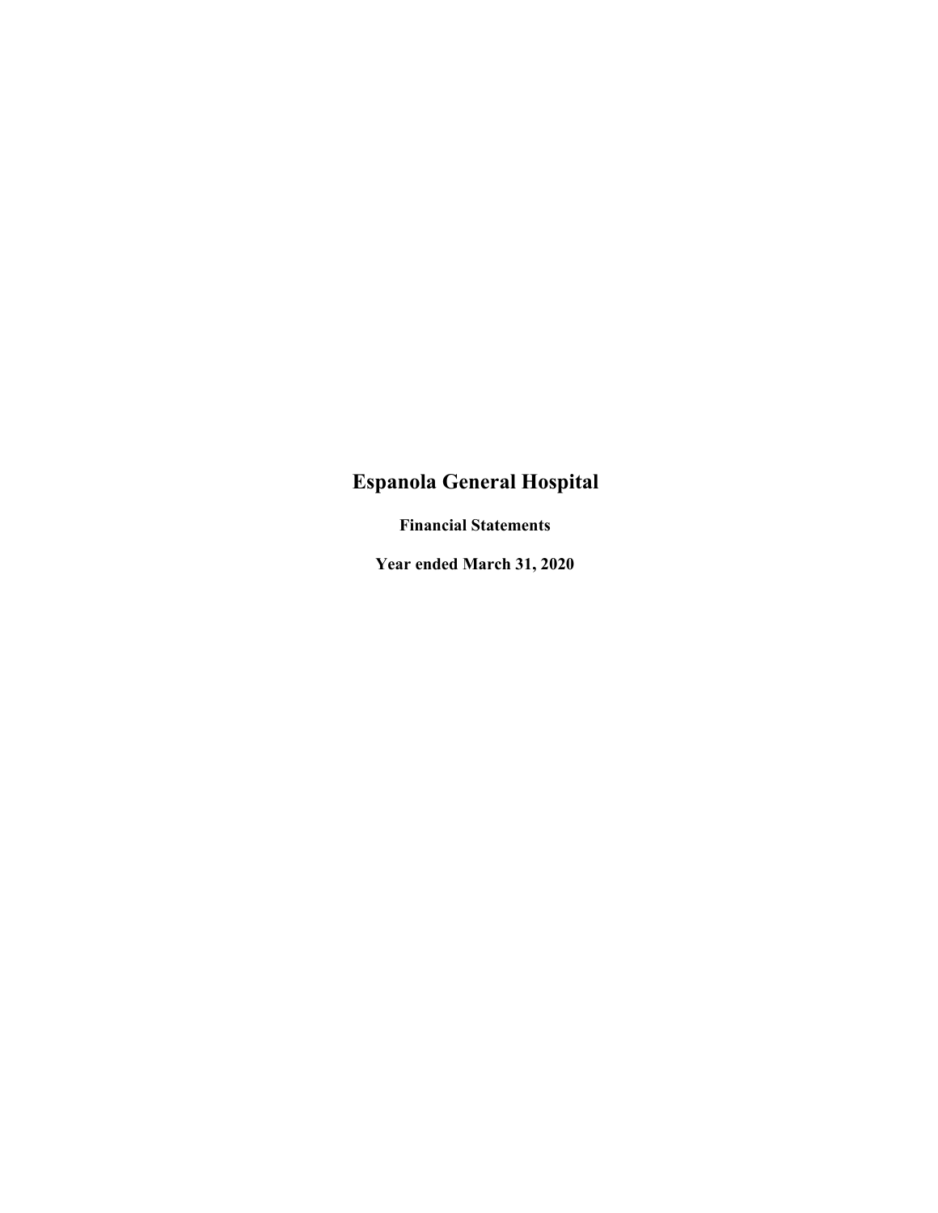# Espanola General Hospital

**Financial Statements**

**Year ended March 31, 2020**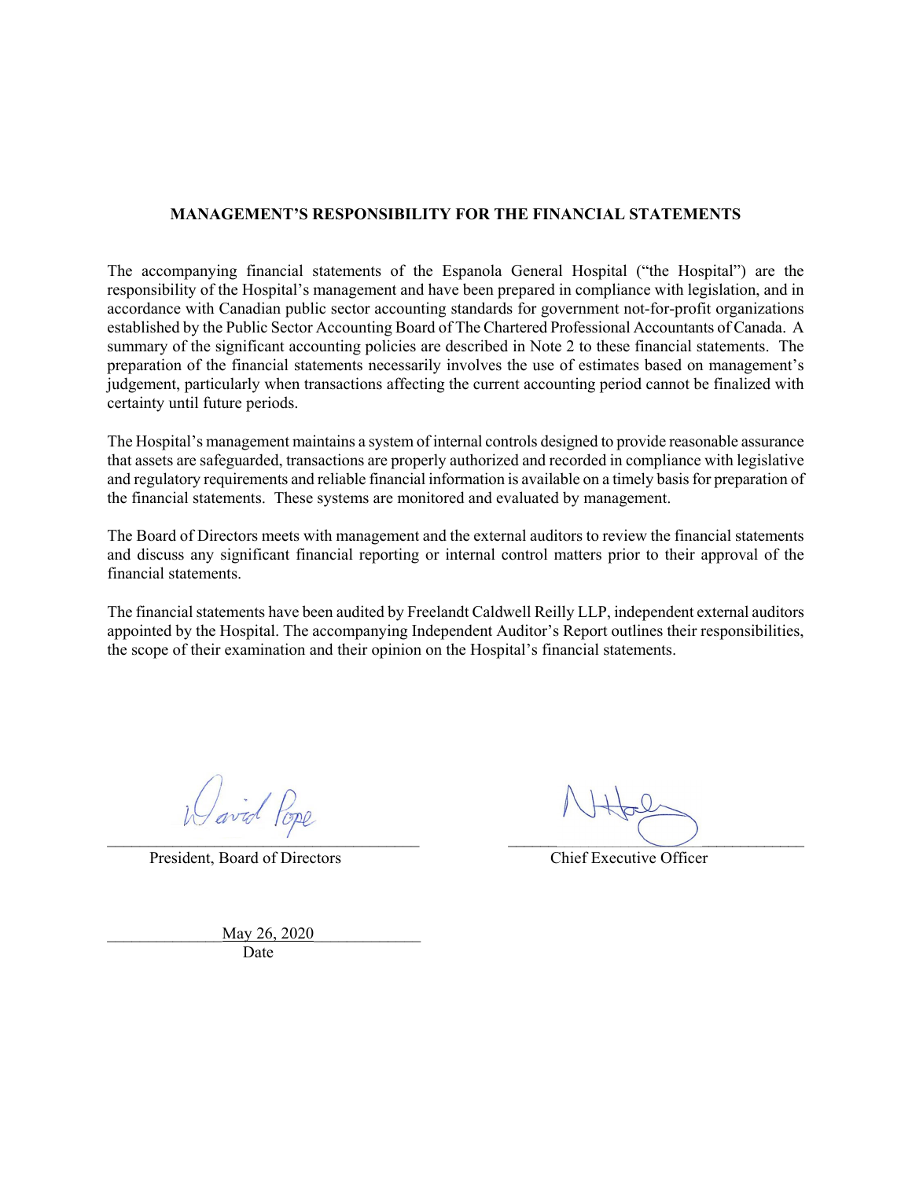## MANAGEMENT'S RESPONSIBILITY FOR THE FINANCIAL STATEMENTS

The accompanying financial statements of the Espanola General Hospital ("the Hospital") are the responsibility of the Hospital's management and have been prepared in compliance with legislation, and in accordance with Canadian public sector accounting standards for government not-for-profit organizations established by the Public Sector Accounting Board of The Chartered Professional Accountants of Canada. A summary of the significant accounting policies are described in Note 2 to these financial statements. The preparation of the financial statements necessarily involves the use of estimates based on management's judgement, particularly when transactions affecting the current accounting period cannot be finalized with certainty until future periods.

The Hospital's management maintains a system of internal controls designed to provide reasonable assurance that assets are safeguarded, transactions are properly authorized and recorded in compliance with legislative and regulatory requirements and reliable financial information is available on a timely basis for preparation of the financial statements. These systems are monitored and evaluated by management.

The Board of Directors meets with management and the external auditors to review the financial statements and discuss any significant financial reporting or internal control matters prior to their approval of the financial statements.

The financial statements have been audited by Freelandt Caldwell Reilly LLP, independent external auditors appointed by the Hospital. The accompanying Independent Auditor's Report outlines their responsibilities, the scope of their examination and their opinion on the Hospital's financial statements.

David Pope
President, Board of Directors

Chief Executive Officer

May 26, 2020
Date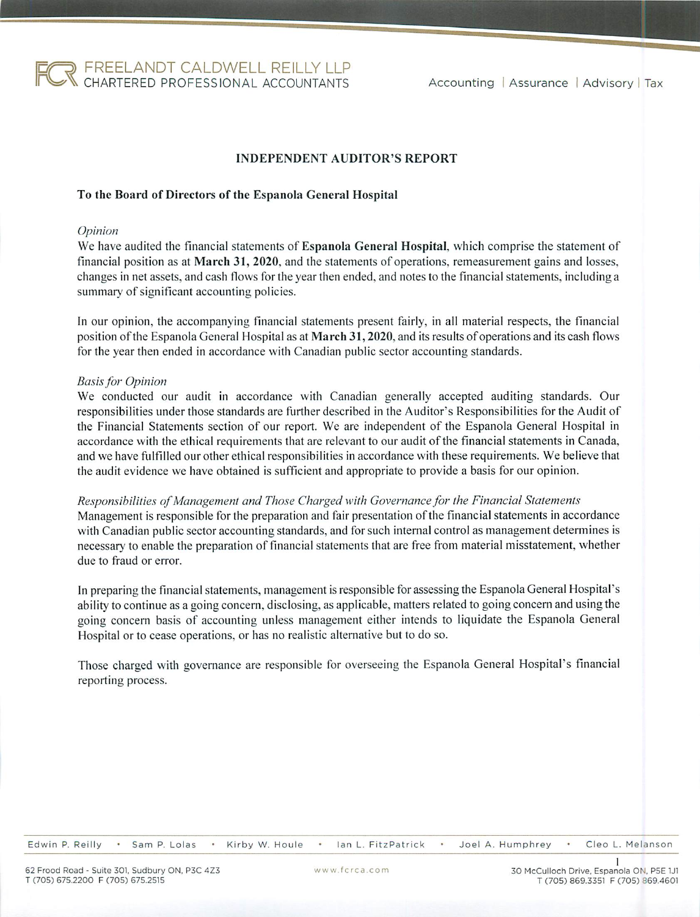FREELANDT CALDWELL REILLY LLP
CHARTERED PROFESSIONAL ACCOUNTANTS

Accounting | Assurance | Advisory | Tax

## INDEPENDENT AUDITOR'S REPORT

**To the Board of Directors of the Espanola General Hospital**

*Opinion*

We have audited the financial statements of **Espanola General Hospital**, which comprise the statement of financial position as at **March 31, 2020**, and the statements of operations, remeasurement gains and losses, changes in net assets, and cash flows for the year then ended, and notes to the financial statements, including a summary of significant accounting policies.

In our opinion, the accompanying financial statements present fairly, in all material respects, the financial position of the Espanola General Hospital as at **March 31, 2020**, and its results of operations and its cash flows for the year then ended in accordance with Canadian public sector accounting standards.

*Basis for Opinion*

We conducted our audit in accordance with Canadian generally accepted auditing standards. Our responsibilities under those standards are further described in the Auditor's Responsibilities for the Audit of the Financial Statements section of our report. We are independent of the Espanola General Hospital in accordance with the ethical requirements that are relevant to our audit of the financial statements in Canada, and we have fulfilled our other ethical responsibilities in accordance with these requirements. We believe that the audit evidence we have obtained is sufficient and appropriate to provide a basis for our opinion.

*Responsibilities of Management and Those Charged with Governance for the Financial Statements*

Management is responsible for the preparation and fair presentation of the financial statements in accordance with Canadian public sector accounting standards, and for such internal control as management determines is necessary to enable the preparation of financial statements that are free from material misstatement, whether due to fraud or error.

In preparing the financial statements, management is responsible for assessing the Espanola General Hospital's ability to continue as a going concern, disclosing, as applicable, matters related to going concern and using the going concern basis of accounting unless management either intends to liquidate the Espanola General Hospital or to cease operations, or has no realistic alternative but to do so.

Those charged with governance are responsible for overseeing the Espanola General Hospital's financial reporting process.

Edwin P. Reilly • Sam P. Lolas • Kirby W. Houle • Ian L. FitzPatrick • Joel A. Humphrey • Cleo L. Melanson

62 Frood Road - Suite 301, Sudbury ON, P3C 4Z3
T (705) 675.2200 F (705) 675.2515

www.fcrca.com

30 McCulloch Drive, Espanola ON, P5E 1J1
T (705) 869.3351 F (705) 869.4601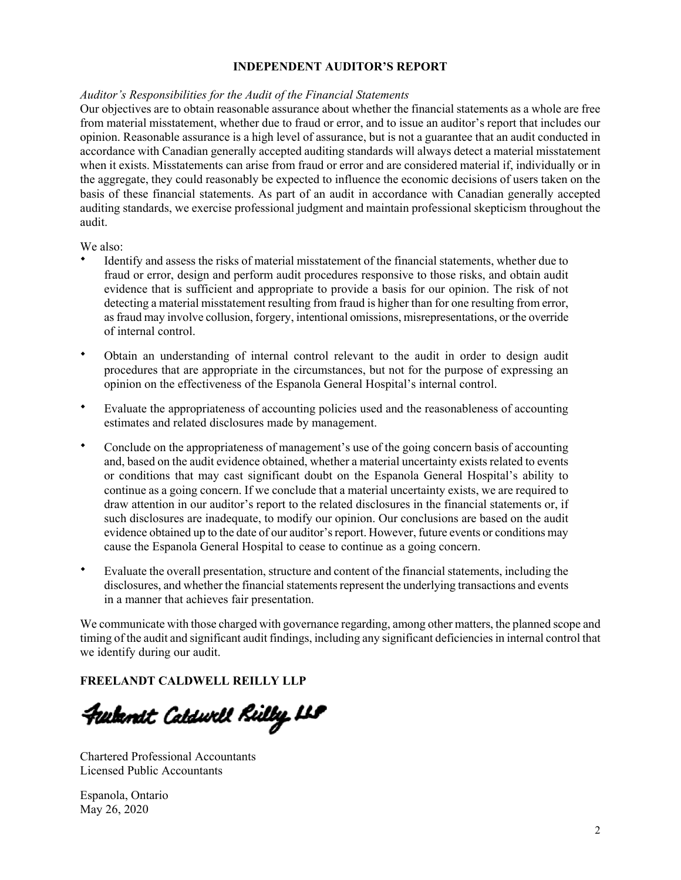**INDEPENDENT AUDITOR'S REPORT**

*Auditor's Responsibilities for the Audit of the Financial Statements*

Our objectives are to obtain reasonable assurance about whether the financial statements as a whole are free from material misstatement, whether due to fraud or error, and to issue an auditor's report that includes our opinion. Reasonable assurance is a high level of assurance, but is not a guarantee that an audit conducted in accordance with Canadian generally accepted auditing standards will always detect a material misstatement when it exists. Misstatements can arise from fraud or error and are considered material if, individually or in the aggregate, they could reasonably be expected to influence the economic decisions of users taken on the basis of these financial statements. As part of an audit in accordance with Canadian generally accepted auditing standards, we exercise professional judgment and maintain professional skepticism throughout the audit.

We also:

- Identify and assess the risks of material misstatement of the financial statements, whether due to fraud or error, design and perform audit procedures responsive to those risks, and obtain audit evidence that is sufficient and appropriate to provide a basis for our opinion. The risk of not detecting a material misstatement resulting from fraud is higher than for one resulting from error, as fraud may involve collusion, forgery, intentional omissions, misrepresentations, or the override of internal control.

- Obtain an understanding of internal control relevant to the audit in order to design audit procedures that are appropriate in the circumstances, but not for the purpose of expressing an opinion on the effectiveness of the Espanola General Hospital's internal control.

- Evaluate the appropriateness of accounting policies used and the reasonableness of accounting estimates and related disclosures made by management.

- Conclude on the appropriateness of management's use of the going concern basis of accounting and, based on the audit evidence obtained, whether a material uncertainty exists related to events or conditions that may cast significant doubt on the Espanola General Hospital's ability to continue as a going concern. If we conclude that a material uncertainty exists, we are required to draw attention in our auditor's report to the related disclosures in the financial statements or, if such disclosures are inadequate, to modify our opinion. Our conclusions are based on the audit evidence obtained up to the date of our auditor's report. However, future events or conditions may cause the Espanola General Hospital to cease to continue as a going concern.

- Evaluate the overall presentation, structure and content of the financial statements, including the disclosures, and whether the financial statements represent the underlying transactions and events in a manner that achieves fair presentation.

We communicate with those charged with governance regarding, among other matters, the planned scope and timing of the audit and significant audit findings, including any significant deficiencies in internal control that we identify during our audit.

**FREELANDT CALDWELL REILLY LLP**

Freelandt Caldwell Reilly LLP

Chartered Professional Accountants
Licensed Public Accountants

Espanola, Ontario
May 26, 2020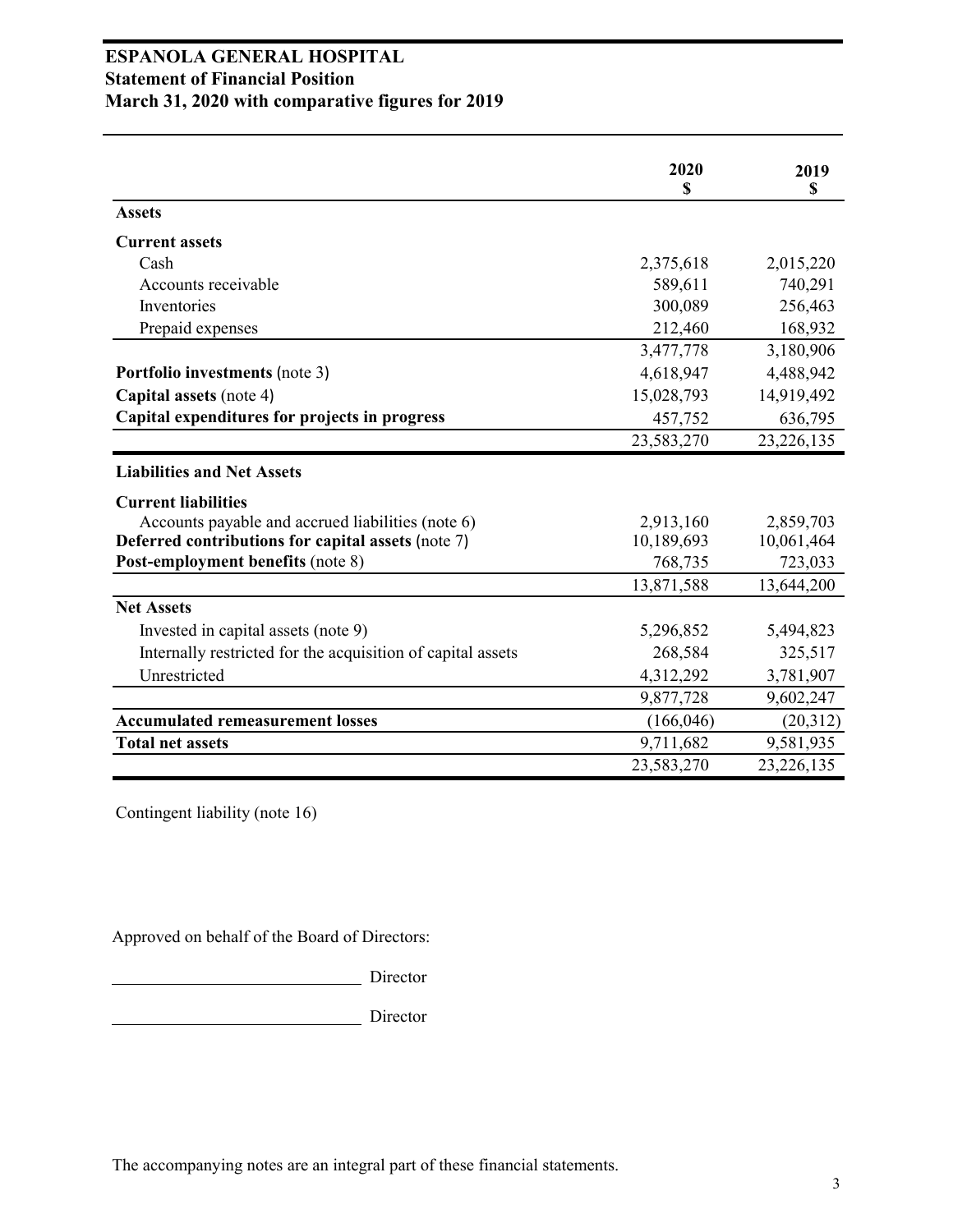# ESPANOLA GENERAL HOSPITAL
## Statement of Financial Position
## March 31, 2020 with comparative figures for 2019

| | 2020<br>$ | 2019<br>$ |
|---|---|---|
| **Assets** | | |
| **Current assets** | | |
| Cash | 2,375,618 | 2,015,220 |
| Accounts receivable | 589,611 | 740,291 |
| Inventories | 300,089 | 256,463 |
| Prepaid expenses | 212,460 | 168,932 |
| | 3,477,778 | 3,180,906 |
| **Portfolio investments** (note 3) | 4,618,947 | 4,488,942 |
| **Capital assets** (note 4) | 15,028,793 | 14,919,492 |
| **Capital expenditures for projects in progress** | 457,752 | 636,795 |
| | 23,583,270 | 23,226,135 |
| **Liabilities and Net Assets** | | |
| **Current liabilities** | | |
| Accounts payable and accrued liabilities (note 6) | 2,913,160 | 2,859,703 |
| **Deferred contributions for capital assets** (note 7) | 10,189,693 | 10,061,464 |
| **Post-employment benefits** (note 8) | 768,735 | 723,033 |
| | 13,871,588 | 13,644,200 |
| **Net Assets** | | |
| Invested in capital assets (note 9) | 5,296,852 | 5,494,823 |
| Internally restricted for the acquisition of capital assets | 268,584 | 325,517 |
| Unrestricted | 4,312,292 | 3,781,907 |
| | 9,877,728 | 9,602,247 |
| **Accumulated remeasurement losses** | (166,046) | (20,312) |
| **Total net assets** | 9,711,682 | 9,581,935 |
| | 23,583,270 | 23,226,135 |

Contingent liability (note 16)

Approved on behalf of the Board of Directors:

\_\_\_\_\_\_\_\_\_\_\_\_\_\_\_\_\_\_\_\_\_\_\_\_\_\_\_\_ Director

\_\_\_\_\_\_\_\_\_\_\_\_\_\_\_\_\_\_\_\_\_\_\_\_\_\_\_\_ Director

The accompanying notes are an integral part of these financial statements.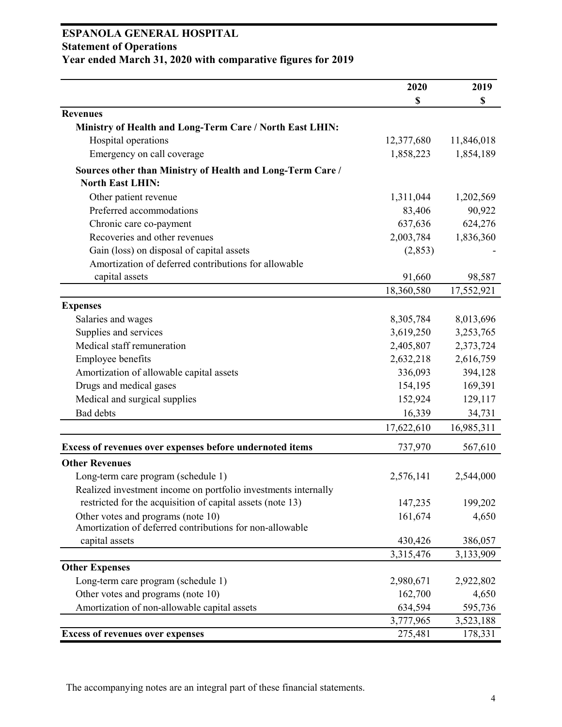# ESPANOLA GENERAL HOSPITAL
## Statement of Operations
## Year ended March 31, 2020 with comparative figures for 2019

| | 2020 | 2019 |
|---|---|---|
| | $ | $ |
| **Revenues** | | |
| **Ministry of Health and Long-Term Care / North East LHIN:** | | |
| Hospital operations | 12,377,680 | 11,846,018 |
| Emergency on call coverage | 1,858,223 | 1,854,189 |
| **Sources other than Ministry of Health and Long-Term Care / North East LHIN:** | | |
| Other patient revenue | 1,311,044 | 1,202,569 |
| Preferred accommodations | 83,406 | 90,922 |
| Chronic care co-payment | 637,636 | 624,276 |
| Recoveries and other revenues | 2,003,784 | 1,836,360 |
| Gain (loss) on disposal of capital assets | (2,853) | - |
| Amortization of deferred contributions for allowable capital assets | 91,660 | 98,587 |
| | 18,360,580 | 17,552,921 |
| **Expenses** | | |
| Salaries and wages | 8,305,784 | 8,013,696 |
| Supplies and services | 3,619,250 | 3,253,765 |
| Medical staff remuneration | 2,405,807 | 2,373,724 |
| Employee benefits | 2,632,218 | 2,616,759 |
| Amortization of allowable capital assets | 336,093 | 394,128 |
| Drugs and medical gases | 154,195 | 169,391 |
| Medical and surgical supplies | 152,924 | 129,117 |
| Bad debts | 16,339 | 34,731 |
| | 17,622,610 | 16,985,311 |
| **Excess of revenues over expenses before undernoted items** | 737,970 | 567,610 |
| **Other Revenues** | | |
| Long-term care program (schedule 1) | 2,576,141 | 2,544,000 |
| Realized investment income on portfolio investments internally restricted for the acquisition of capital assets (note 13) | 147,235 | 199,202 |
| Other votes and programs (note 10) | 161,674 | 4,650 |
| Amortization of deferred contributions for non-allowable capital assets | 430,426 | 386,057 |
| | 3,315,476 | 3,133,909 |
| **Other Expenses** | | |
| Long-term care program (schedule 1) | 2,980,671 | 2,922,802 |
| Other votes and programs (note 10) | 162,700 | 4,650 |
| Amortization of non-allowable capital assets | 634,594 | 595,736 |
| | 3,777,965 | 3,523,188 |
| **Excess of revenues over expenses** | 275,481 | 178,331 |

The accompanying notes are an integral part of these financial statements.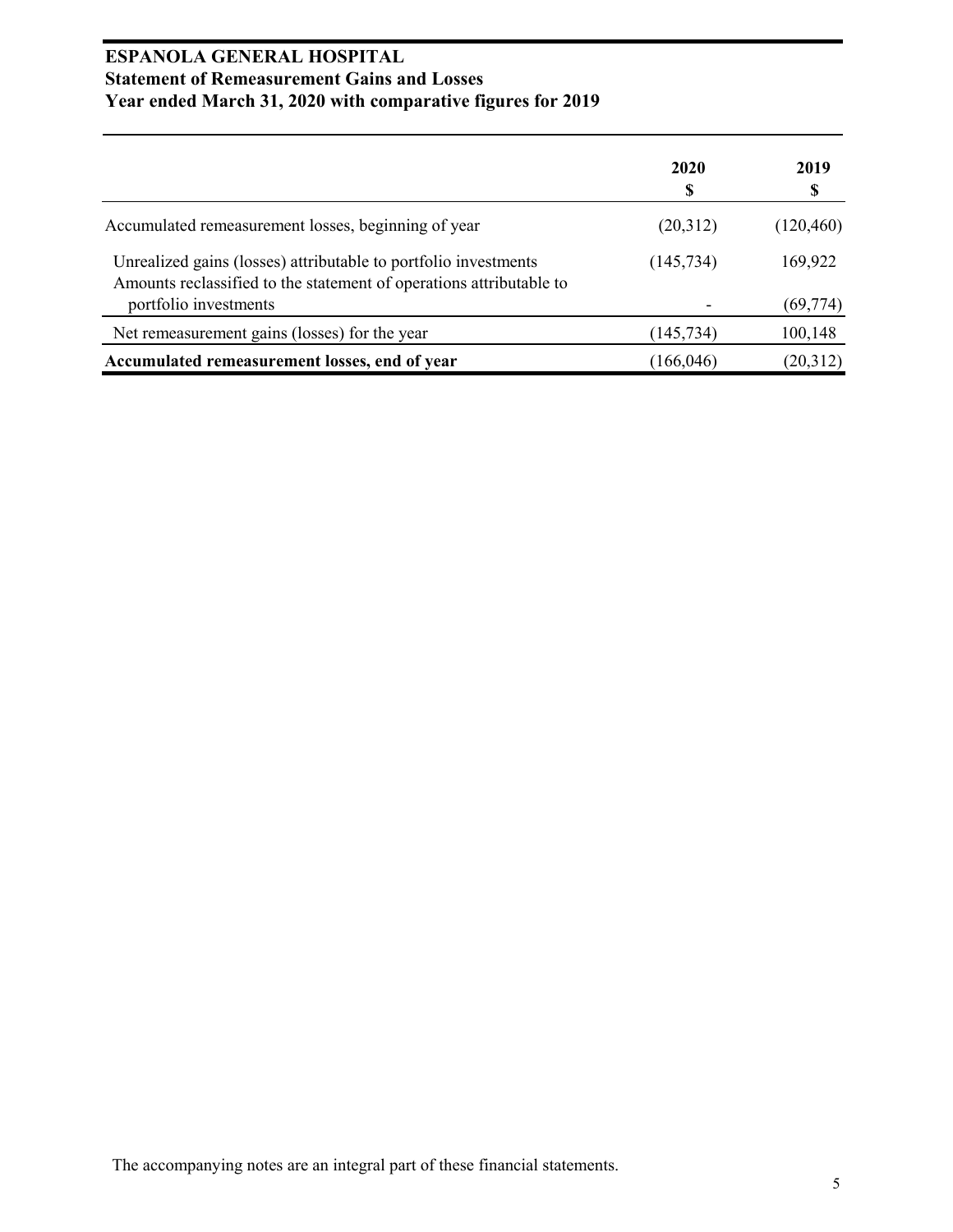# ESPANOLA GENERAL HOSPITAL

## Statement of Remeasurement Gains and Losses

### Year ended March 31, 2020 with comparative figures for 2019

| | 2020<br>$ | 2019<br>$ |
|---|---|---|
| Accumulated remeasurement losses, beginning of year | (20,312) | (120,460) |
| Unrealized gains (losses) attributable to portfolio investments | (145,734) | 169,922 |
| Amounts reclassified to the statement of operations attributable to portfolio investments | - | (69,774) |
| Net remeasurement gains (losses) for the year | (145,734) | 100,148 |
| **Accumulated remeasurement losses, end of year** | (166,046) | (20,312) |

The accompanying notes are an integral part of these financial statements.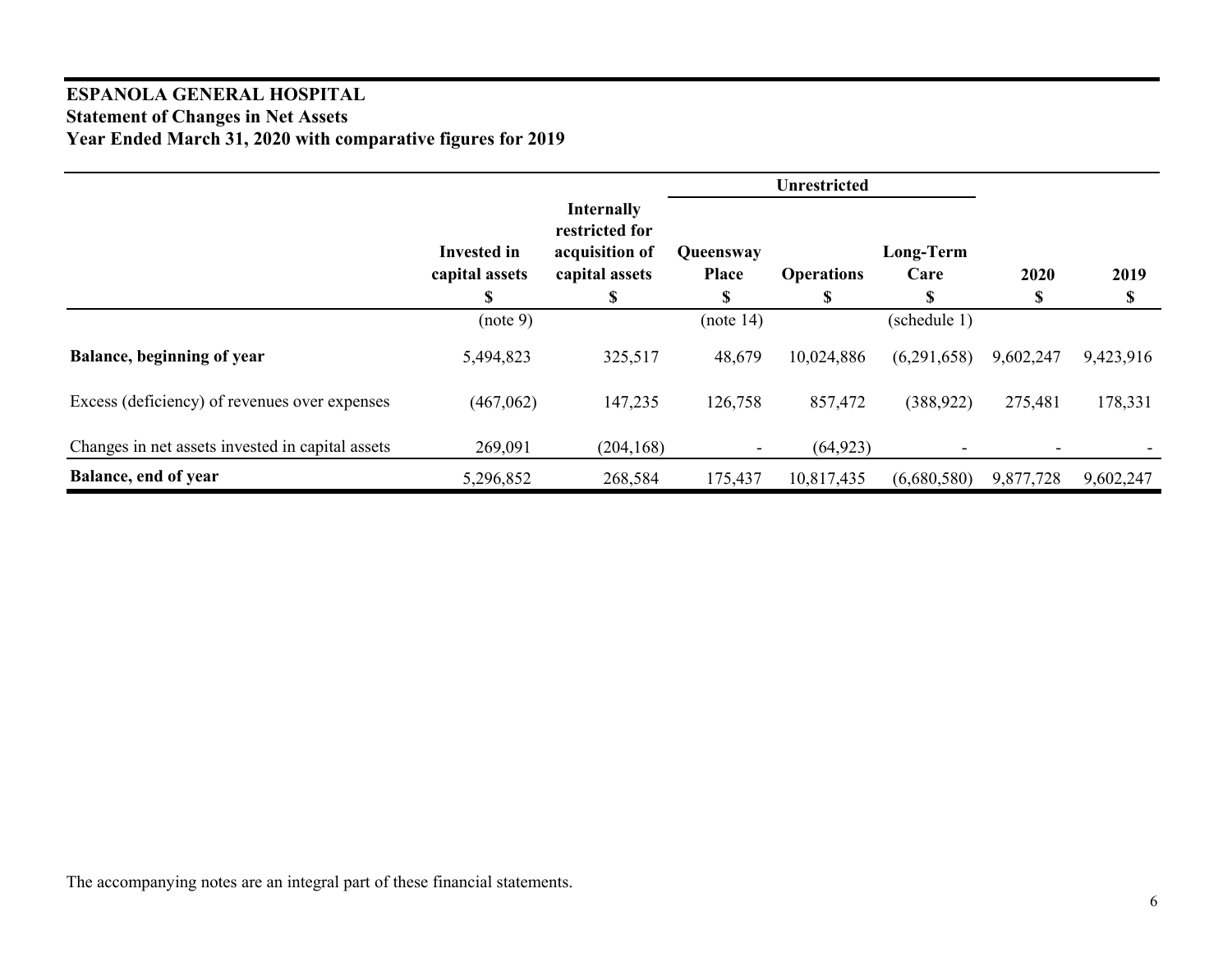# ESPANOLA GENERAL HOSPITAL

## Statement of Changes in Net Assets

### Year Ended March 31, 2020 with comparative figures for 2019

| | Invested in capital assets<br>$ | Internally restricted for acquisition of capital assets<br>$ | Unrestricted<br>Queensway Place<br>$ | Unrestricted<br>Operations<br>$ | Unrestricted<br>Long-Term Care<br>$ | 2020<br>$ | 2019<br>$ |
|---|---|---|---|---|---|---|---|
| | (note 9) | | (note 14) | | (schedule 1) | | |
| **Balance, beginning of year** | 5,494,823 | 325,517 | 48,679 | 10,024,886 | (6,291,658) | 9,602,247 | 9,423,916 |
| Excess (deficiency) of revenues over expenses | (467,062) | 147,235 | 126,758 | 857,472 | (388,922) | 275,481 | 178,331 |
| Changes in net assets invested in capital assets | 269,091 | (204,168) | - | (64,923) | - | - | - |
| **Balance, end of year** | 5,296,852 | 268,584 | 175,437 | 10,817,435 | (6,680,580) | 9,877,728 | 9,602,247 |

The accompanying notes are an integral part of these financial statements.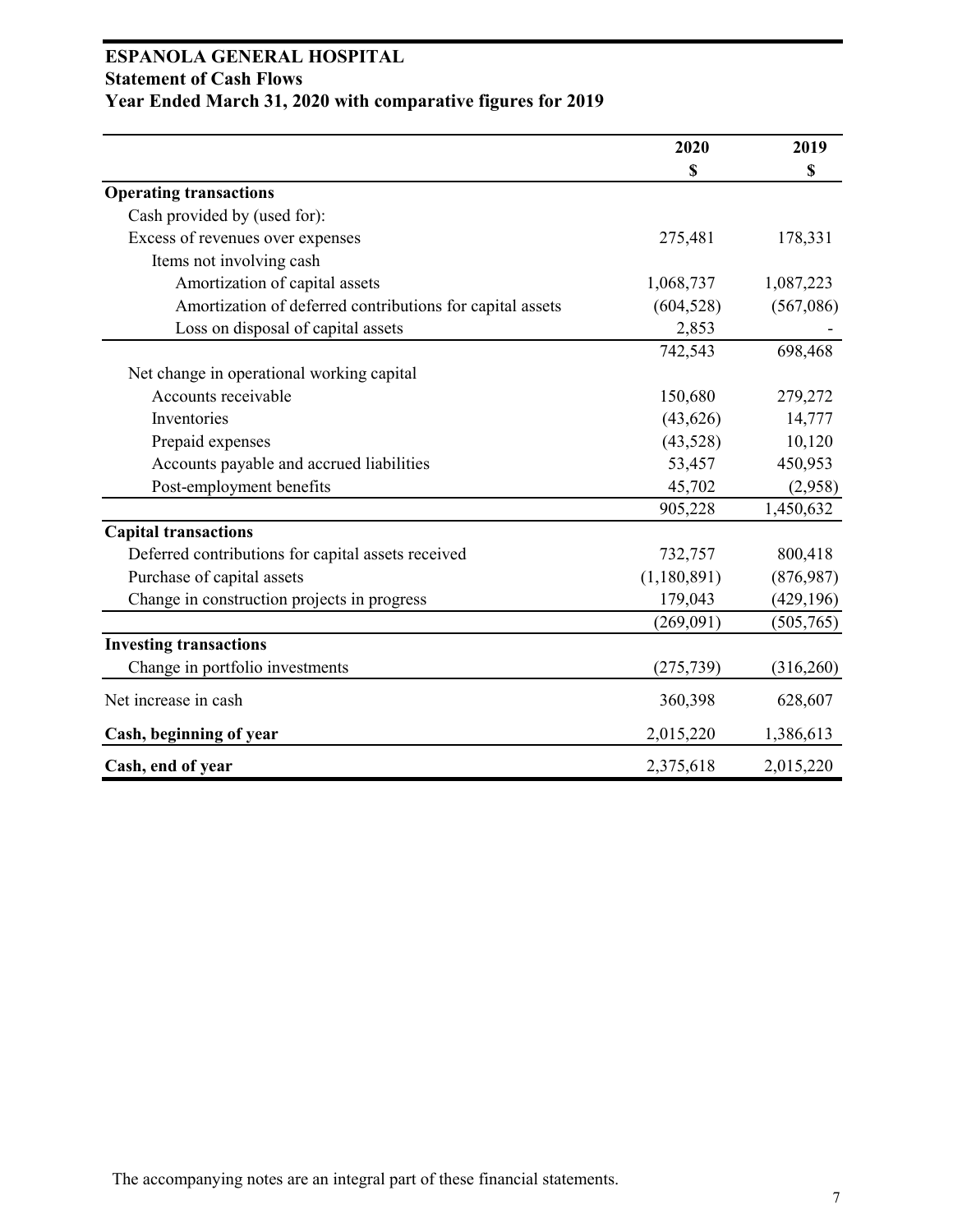# ESPANOLA GENERAL HOSPITAL
## Statement of Cash Flows
## Year Ended March 31, 2020 with comparative figures for 2019

| | 2020<br>$ | 2019<br>$ |
|---|---|---|
| **Operating transactions** | | |
| Cash provided by (used for): | | |
| Excess of revenues over expenses | 275,481 | 178,331 |
| Items not involving cash | | |
| Amortization of capital assets | 1,068,737 | 1,087,223 |
| Amortization of deferred contributions for capital assets | (604,528) | (567,086) |
| Loss on disposal of capital assets | 2,853 | - |
| | 742,543 | 698,468 |
| Net change in operational working capital | | |
| Accounts receivable | 150,680 | 279,272 |
| Inventories | (43,626) | 14,777 |
| Prepaid expenses | (43,528) | 10,120 |
| Accounts payable and accrued liabilities | 53,457 | 450,953 |
| Post-employment benefits | 45,702 | (2,958) |
| | 905,228 | 1,450,632 |
| **Capital transactions** | | |
| Deferred contributions for capital assets received | 732,757 | 800,418 |
| Purchase of capital assets | (1,180,891) | (876,987) |
| Change in construction projects in progress | 179,043 | (429,196) |
| | (269,091) | (505,765) |
| **Investing transactions** | | |
| Change in portfolio investments | (275,739) | (316,260) |
| Net increase in cash | 360,398 | 628,607 |
| **Cash, beginning of year** | 2,015,220 | 1,386,613 |
| **Cash, end of year** | 2,375,618 | 2,015,220 |

The accompanying notes are an integral part of these financial statements.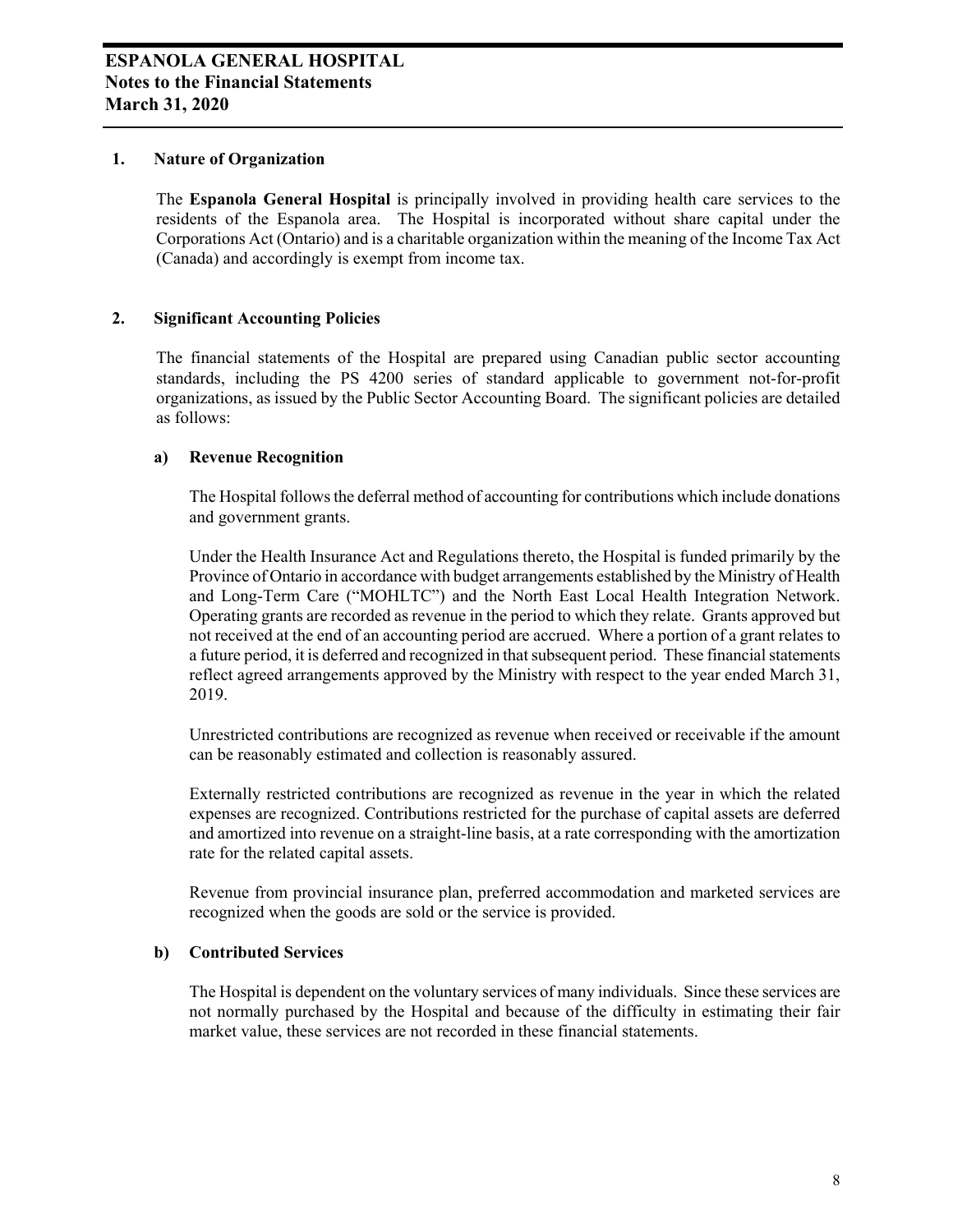# ESPANOLA GENERAL HOSPITAL
## Notes to the Financial Statements
## March 31, 2020

### 1. Nature of Organization

The **Espanola General Hospital** is principally involved in providing health care services to the residents of the Espanola area. The Hospital is incorporated without share capital under the Corporations Act (Ontario) and is a charitable organization within the meaning of the Income Tax Act (Canada) and accordingly is exempt from income tax.

### 2. Significant Accounting Policies

The financial statements of the Hospital are prepared using Canadian public sector accounting standards, including the PS 4200 series of standard applicable to government not-for-profit organizations, as issued by the Public Sector Accounting Board. The significant policies are detailed as follows:

#### a) Revenue Recognition

The Hospital follows the deferral method of accounting for contributions which include donations and government grants.

Under the Health Insurance Act and Regulations thereto, the Hospital is funded primarily by the Province of Ontario in accordance with budget arrangements established by the Ministry of Health and Long-Term Care ("MOHLTC") and the North East Local Health Integration Network. Operating grants are recorded as revenue in the period to which they relate. Grants approved but not received at the end of an accounting period are accrued. Where a portion of a grant relates to a future period, it is deferred and recognized in that subsequent period. These financial statements reflect agreed arrangements approved by the Ministry with respect to the year ended March 31, 2019.

Unrestricted contributions are recognized as revenue when received or receivable if the amount can be reasonably estimated and collection is reasonably assured.

Externally restricted contributions are recognized as revenue in the year in which the related expenses are recognized. Contributions restricted for the purchase of capital assets are deferred and amortized into revenue on a straight-line basis, at a rate corresponding with the amortization rate for the related capital assets.

Revenue from provincial insurance plan, preferred accommodation and marketed services are recognized when the goods are sold or the service is provided.

#### b) Contributed Services

The Hospital is dependent on the voluntary services of many individuals. Since these services are not normally purchased by the Hospital and because of the difficulty in estimating their fair market value, these services are not recorded in these financial statements.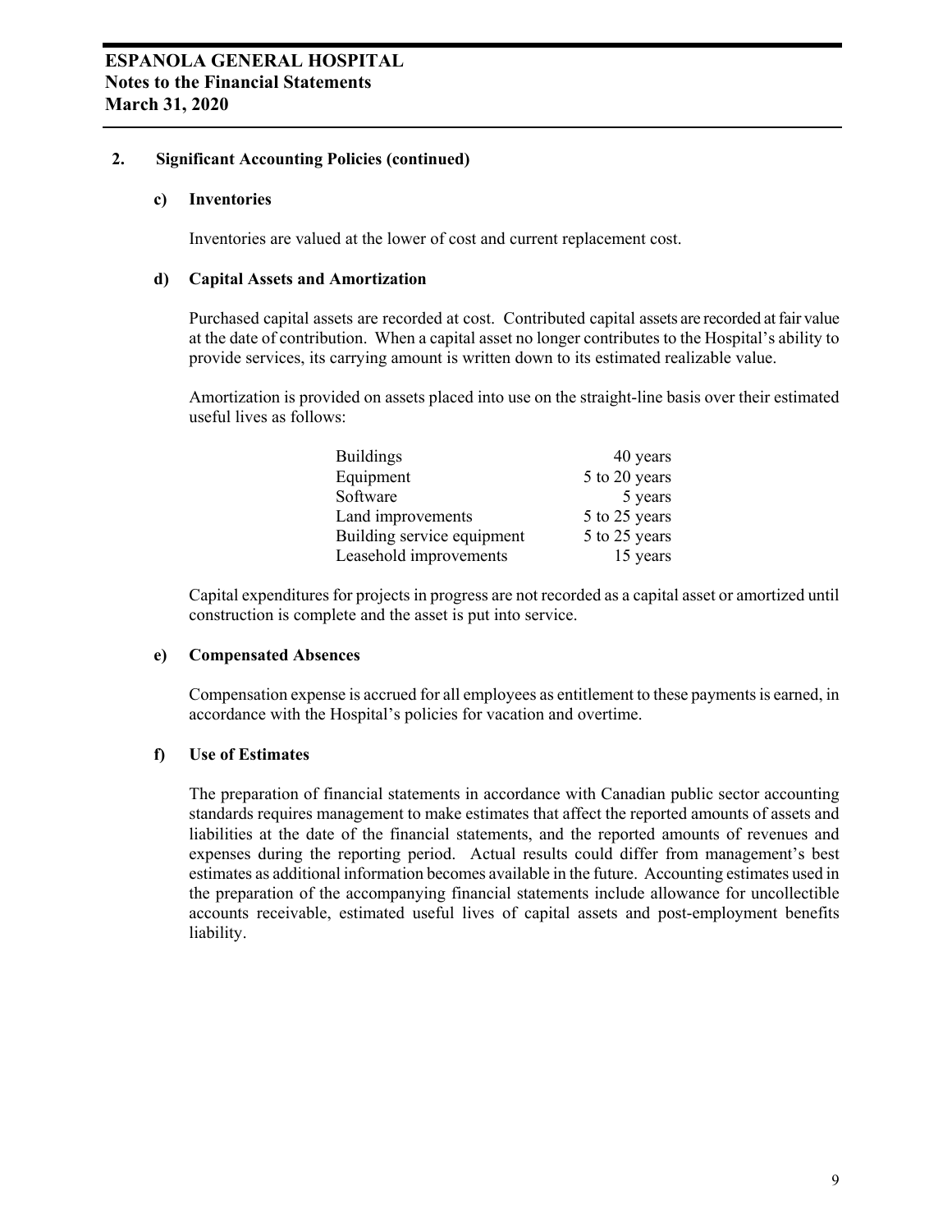## 2. Significant Accounting Policies (continued)

### c) Inventories

Inventories are valued at the lower of cost and current replacement cost.

### d) Capital Assets and Amortization

Purchased capital assets are recorded at cost. Contributed capital assets are recorded at fair value at the date of contribution. When a capital asset no longer contributes to the Hospital's ability to provide services, its carrying amount is written down to its estimated realizable value.

Amortization is provided on assets placed into use on the straight-line basis over their estimated useful lives as follows:

| | |
|---|---|
| Buildings | 40 years |
| Equipment | 5 to 20 years |
| Software | 5 years |
| Land improvements | 5 to 25 years |
| Building service equipment | 5 to 25 years |
| Leasehold improvements | 15 years |

Capital expenditures for projects in progress are not recorded as a capital asset or amortized until construction is complete and the asset is put into service.

### e) Compensated Absences

Compensation expense is accrued for all employees as entitlement to these payments is earned, in accordance with the Hospital's policies for vacation and overtime.

### f) Use of Estimates

The preparation of financial statements in accordance with Canadian public sector accounting standards requires management to make estimates that affect the reported amounts of assets and liabilities at the date of the financial statements, and the reported amounts of revenues and expenses during the reporting period. Actual results could differ from management's best estimates as additional information becomes available in the future. Accounting estimates used in the preparation of the accompanying financial statements include allowance for uncollectible accounts receivable, estimated useful lives of capital assets and post-employment benefits liability.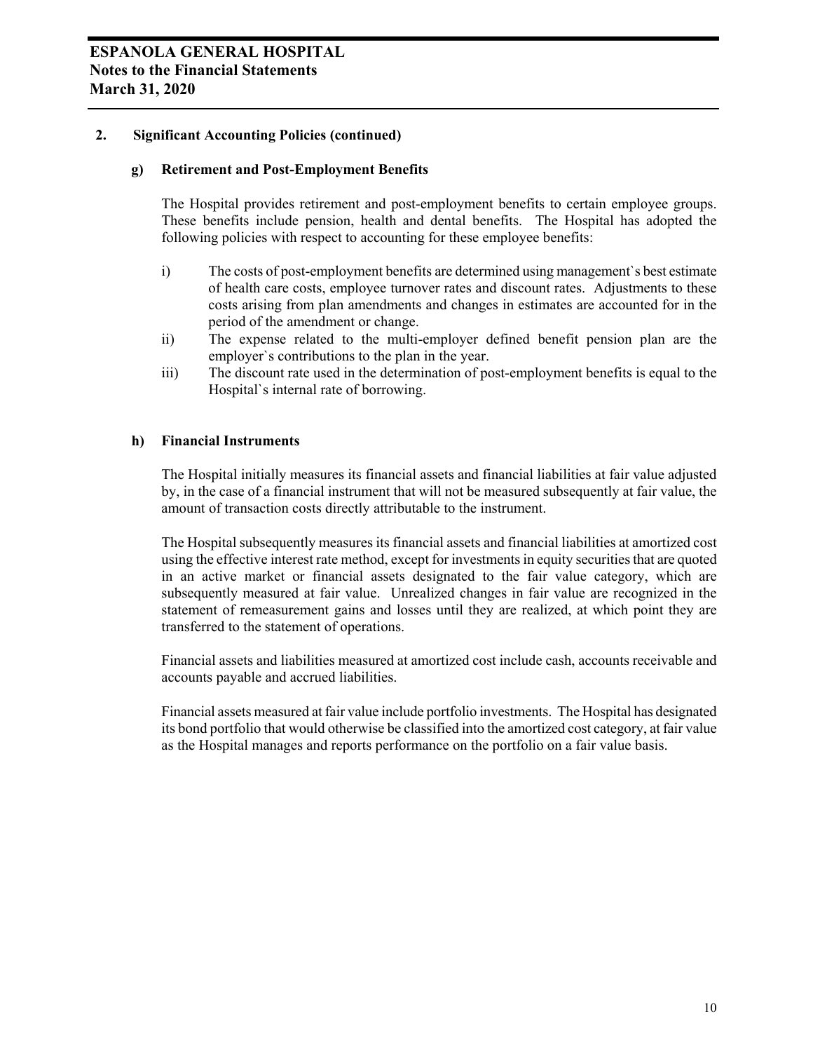## 2. Significant Accounting Policies (continued)

### g) Retirement and Post-Employment Benefits

The Hospital provides retirement and post-employment benefits to certain employee groups. These benefits include pension, health and dental benefits. The Hospital has adopted the following policies with respect to accounting for these employee benefits:

i) The costs of post-employment benefits are determined using management`s best estimate of health care costs, employee turnover rates and discount rates. Adjustments to these costs arising from plan amendments and changes in estimates are accounted for in the period of the amendment or change.

ii) The expense related to the multi-employer defined benefit pension plan are the employer`s contributions to the plan in the year.

iii) The discount rate used in the determination of post-employment benefits is equal to the Hospital`s internal rate of borrowing.

### h) Financial Instruments

The Hospital initially measures its financial assets and financial liabilities at fair value adjusted by, in the case of a financial instrument that will not be measured subsequently at fair value, the amount of transaction costs directly attributable to the instrument.

The Hospital subsequently measures its financial assets and financial liabilities at amortized cost using the effective interest rate method, except for investments in equity securities that are quoted in an active market or financial assets designated to the fair value category, which are subsequently measured at fair value. Unrealized changes in fair value are recognized in the statement of remeasurement gains and losses until they are realized, at which point they are transferred to the statement of operations.

Financial assets and liabilities measured at amortized cost include cash, accounts receivable and accounts payable and accrued liabilities.

Financial assets measured at fair value include portfolio investments. The Hospital has designated its bond portfolio that would otherwise be classified into the amortized cost category, at fair value as the Hospital manages and reports performance on the portfolio on a fair value basis.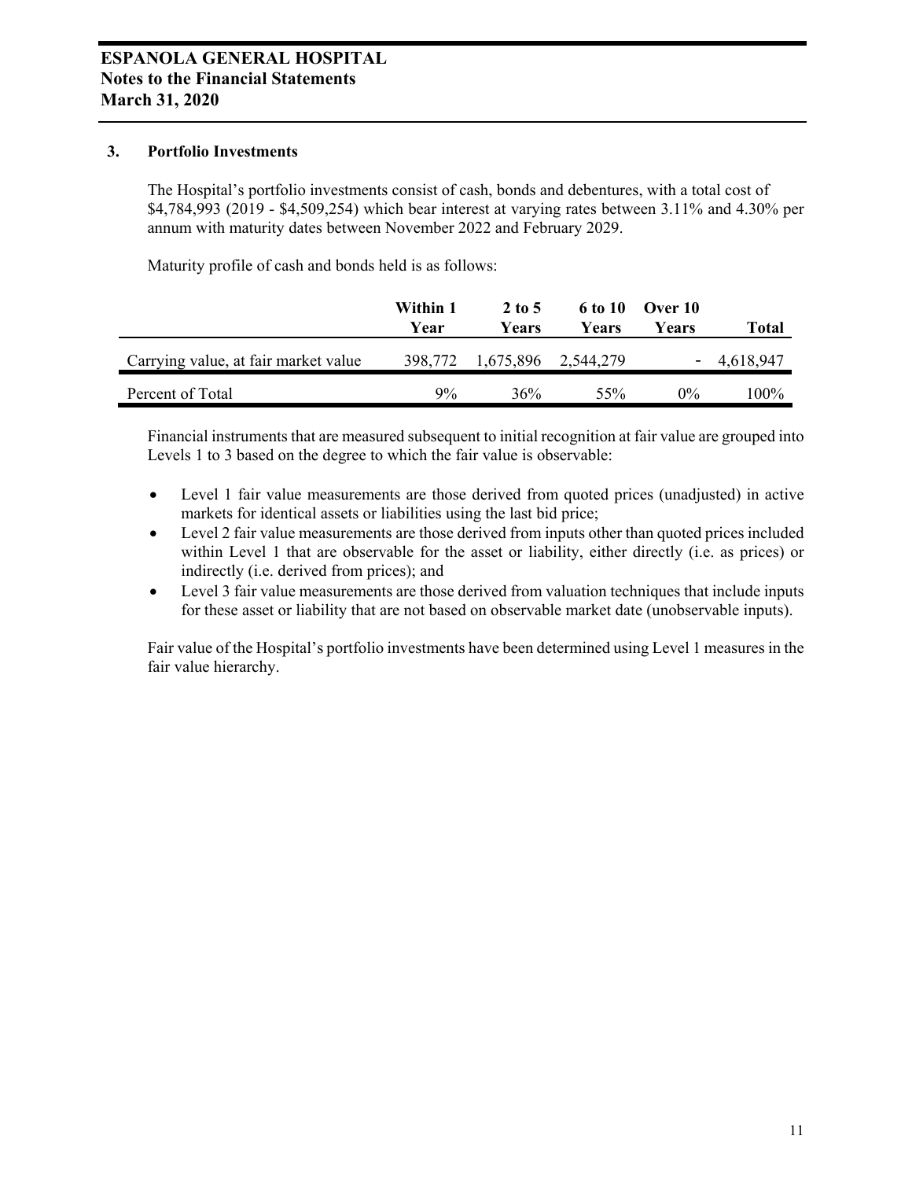### 3. Portfolio Investments

The Hospital's portfolio investments consist of cash, bonds and debentures, with a total cost of $4,784,993 (2019 - $4,509,254) which bear interest at varying rates between 3.11% and 4.30% per annum with maturity dates between November 2022 and February 2029.

Maturity profile of cash and bonds held is as follows:

| | Within 1 Year | 2 to 5 Years | 6 to 10 Years | Over 10 Years | Total |
|---|---|---|---|---|---|
| Carrying value, at fair market value | 398,772 | 1,675,896 | 2,544,279 | - | 4,618,947 |
| Percent of Total | 9% | 36% | 55% | 0% | 100% |

Financial instruments that are measured subsequent to initial recognition at fair value are grouped into Levels 1 to 3 based on the degree to which the fair value is observable:

- Level 1 fair value measurements are those derived from quoted prices (unadjusted) in active markets for identical assets or liabilities using the last bid price;
- Level 2 fair value measurements are those derived from inputs other than quoted prices included within Level 1 that are observable for the asset or liability, either directly (i.e. as prices) or indirectly (i.e. derived from prices); and
- Level 3 fair value measurements are those derived from valuation techniques that include inputs for these asset or liability that are not based on observable market date (unobservable inputs).

Fair value of the Hospital's portfolio investments have been determined using Level 1 measures in the fair value hierarchy.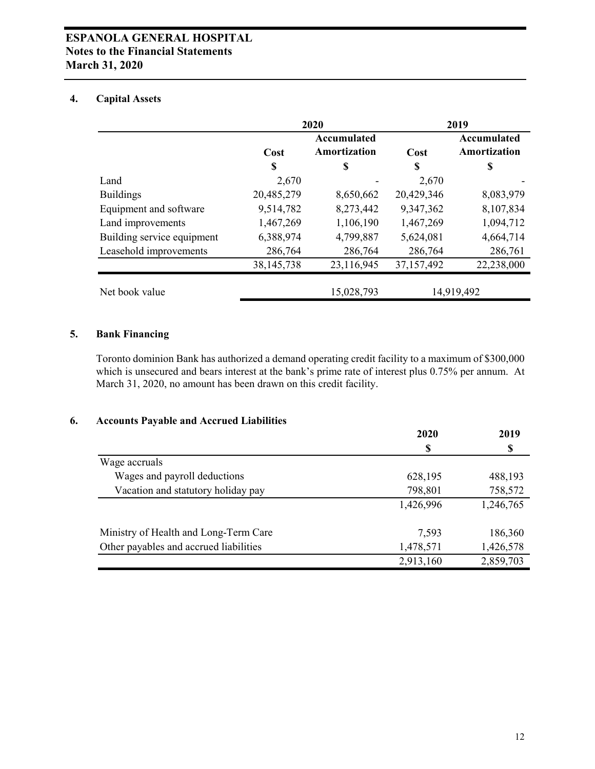# ESPANOLA GENERAL HOSPITAL
## Notes to the Financial Statements
## March 31, 2020

### 4. Capital Assets

| | 2020 | | 2019 | |
|---|---|---|---|---|
| | Cost | Accumulated Amortization | Cost | Accumulated Amortization |
| | $ | $ | $ | $ |
| Land | 2,670 | - | 2,670 | - |
| Buildings | 20,485,279 | 8,650,662 | 20,429,346 | 8,083,979 |
| Equipment and software | 9,514,782 | 8,273,442 | 9,347,362 | 8,107,834 |
| Land improvements | 1,467,269 | 1,106,190 | 1,467,269 | 1,094,712 |
| Building service equipment | 6,388,974 | 4,799,887 | 5,624,081 | 4,664,714 |
| Leasehold improvements | 286,764 | 286,764 | 286,764 | 286,761 |
| | 38,145,738 | 23,116,945 | 37,157,492 | 22,238,000 |
| Net book value | | 15,028,793 | | 14,919,492 |

### 5. Bank Financing

Toronto dominion Bank has authorized a demand operating credit facility to a maximum of $300,000 which is unsecured and bears interest at the bank's prime rate of interest plus 0.75% per annum. At March 31, 2020, no amount has been drawn on this credit facility.

### 6. Accounts Payable and Accrued Liabilities

| | 2020 | 2019 |
|---|---|---|
| | $ | $ |
| Wage accruals | | |
| Wages and payroll deductions | 628,195 | 488,193 |
| Vacation and statutory holiday pay | 798,801 | 758,572 |
| | 1,426,996 | 1,246,765 |
| Ministry of Health and Long-Term Care | 7,593 | 186,360 |
| Other payables and accrued liabilities | 1,478,571 | 1,426,578 |
| | 2,913,160 | 2,859,703 |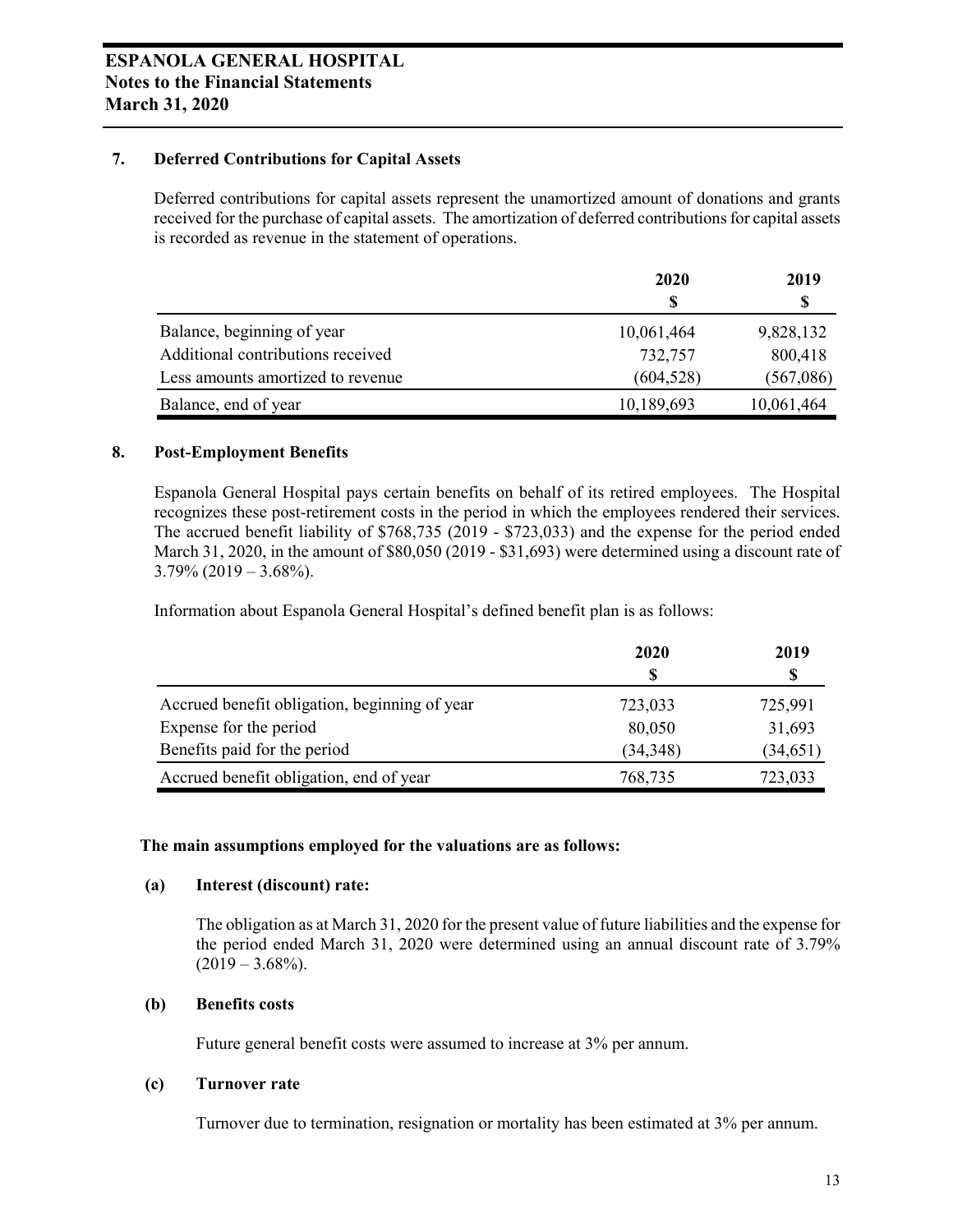### 7. Deferred Contributions for Capital Assets

Deferred contributions for capital assets represent the unamortized amount of donations and grants received for the purchase of capital assets. The amortization of deferred contributions for capital assets is recorded as revenue in the statement of operations.

| | 2020 | 2019 |
|---|---|---|
| | $ | $ |
| Balance, beginning of year | 10,061,464 | 9,828,132 |
| Additional contributions received | 732,757 | 800,418 |
| Less amounts amortized to revenue | (604,528) | (567,086) |
| Balance, end of year | 10,189,693 | 10,061,464 |

### 8. Post-Employment Benefits

Espanola General Hospital pays certain benefits on behalf of its retired employees. The Hospital recognizes these post-retirement costs in the period in which the employees rendered their services. The accrued benefit liability of $768,735 (2019 - $723,033) and the expense for the period ended March 31, 2020, in the amount of $80,050 (2019 - $31,693) were determined using a discount rate of 3.79% (2019 – 3.68%).

Information about Espanola General Hospital's defined benefit plan is as follows:

| | 2020 | 2019 |
|---|---|---|
| | $ | $ |
| Accrued benefit obligation, beginning of year | 723,033 | 725,991 |
| Expense for the period | 80,050 | 31,693 |
| Benefits paid for the period | (34,348) | (34,651) |
| Accrued benefit obligation, end of year | 768,735 | 723,033 |

**The main assumptions employed for the valuations are as follows:**

**(a) Interest (discount) rate:**

The obligation as at March 31, 2020 for the present value of future liabilities and the expense for the period ended March 31, 2020 were determined using an annual discount rate of 3.79% (2019 – 3.68%).

**(b) Benefits costs**

Future general benefit costs were assumed to increase at 3% per annum.

**(c) Turnover rate**

Turnover due to termination, resignation or mortality has been estimated at 3% per annum.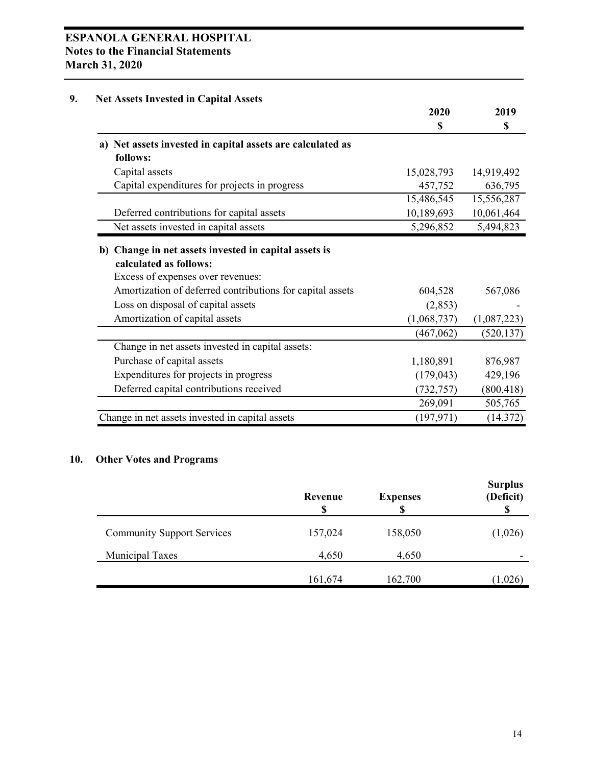## 9. Net Assets Invested in Capital Assets

| | 2020<br>$ | 2019<br>$ |
|---|---|---|
| **a) Net assets invested in capital assets are calculated as follows:** | | |
| Capital assets | 15,028,793 | 14,919,492 |
| Capital expenditures for projects in progress | 457,752 | 636,795 |
| | 15,486,545 | 15,556,287 |
| Deferred contributions for capital assets | 10,189,693 | 10,061,464 |
| Net assets invested in capital assets | 5,296,852 | 5,494,823 |
| **b) Change in net assets invested in capital assets is calculated as follows:** | | |
| Excess of expenses over revenues: | | |
| Amortization of deferred contributions for capital assets | 604,528 | 567,086 |
| Loss on disposal of capital assets | (2,853) | - |
| Amortization of capital assets | (1,068,737) | (1,087,223) |
| | (467,062) | (520,137) |
| Change in net assets invested in capital assets: | | |
| Purchase of capital assets | 1,180,891 | 876,987 |
| Expenditures for projects in progress | (179,043) | 429,196 |
| Deferred capital contributions received | (732,757) | (800,418) |
| | 269,091 | 505,765 |
| Change in net assets invested in capital assets | (197,971) | (14,372) |

## 10. Other Votes and Programs

| | Revenue<br>$ | Expenses<br>$ | Surplus (Deficit)<br>$ |
|---|---|---|---|
| Community Support Services | 157,024 | 158,050 | (1,026) |
| Municipal Taxes | 4,650 | 4,650 | - |
| | 161,674 | 162,700 | (1,026) |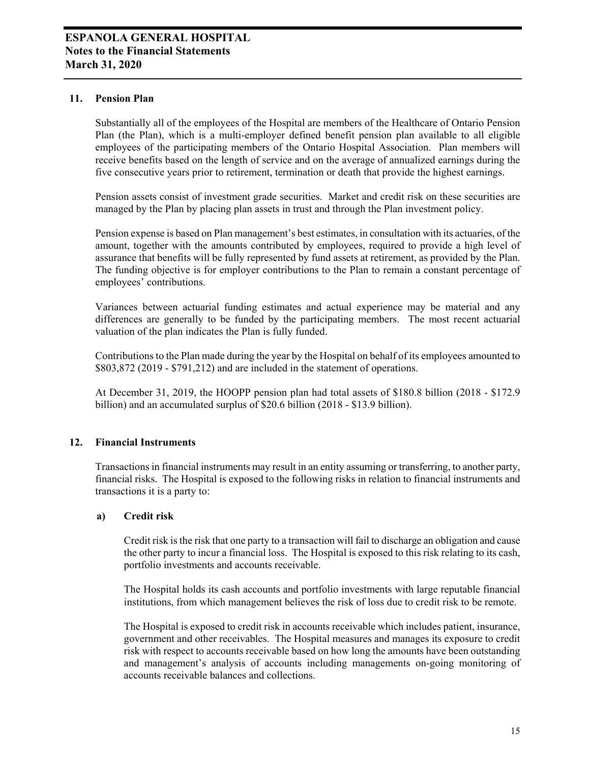## 11. Pension Plan

Substantially all of the employees of the Hospital are members of the Healthcare of Ontario Pension Plan (the Plan), which is a multi-employer defined benefit pension plan available to all eligible employees of the participating members of the Ontario Hospital Association. Plan members will receive benefits based on the length of service and on the average of annualized earnings during the five consecutive years prior to retirement, termination or death that provide the highest earnings.

Pension assets consist of investment grade securities. Market and credit risk on these securities are managed by the Plan by placing plan assets in trust and through the Plan investment policy.

Pension expense is based on Plan management's best estimates, in consultation with its actuaries, of the amount, together with the amounts contributed by employees, required to provide a high level of assurance that benefits will be fully represented by fund assets at retirement, as provided by the Plan. The funding objective is for employer contributions to the Plan to remain a constant percentage of employees' contributions.

Variances between actuarial funding estimates and actual experience may be material and any differences are generally to be funded by the participating members. The most recent actuarial valuation of the plan indicates the Plan is fully funded.

Contributions to the Plan made during the year by the Hospital on behalf of its employees amounted to $803,872 (2019 - $791,212) and are included in the statement of operations.

At December 31, 2019, the HOOPP pension plan had total assets of $180.8 billion (2018 - $172.9 billion) and an accumulated surplus of $20.6 billion (2018 - $13.9 billion).

## 12. Financial Instruments

Transactions in financial instruments may result in an entity assuming or transferring, to another party, financial risks. The Hospital is exposed to the following risks in relation to financial instruments and transactions it is a party to:

### a) Credit risk

Credit risk is the risk that one party to a transaction will fail to discharge an obligation and cause the other party to incur a financial loss. The Hospital is exposed to this risk relating to its cash, portfolio investments and accounts receivable.

The Hospital holds its cash accounts and portfolio investments with large reputable financial institutions, from which management believes the risk of loss due to credit risk to be remote.

The Hospital is exposed to credit risk in accounts receivable which includes patient, insurance, government and other receivables. The Hospital measures and manages its exposure to credit risk with respect to accounts receivable based on how long the amounts have been outstanding and management's analysis of accounts including managements on-going monitoring of accounts receivable balances and collections.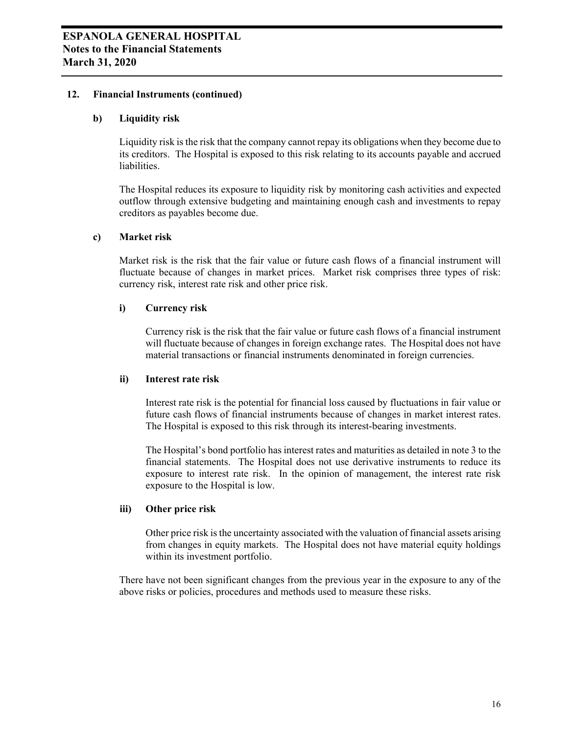## 12. Financial Instruments (continued)

### b) Liquidity risk

Liquidity risk is the risk that the company cannot repay its obligations when they become due to its creditors. The Hospital is exposed to this risk relating to its accounts payable and accrued liabilities.

The Hospital reduces its exposure to liquidity risk by monitoring cash activities and expected outflow through extensive budgeting and maintaining enough cash and investments to repay creditors as payables become due.

### c) Market risk

Market risk is the risk that the fair value or future cash flows of a financial instrument will fluctuate because of changes in market prices. Market risk comprises three types of risk: currency risk, interest rate risk and other price risk.

#### i) Currency risk

Currency risk is the risk that the fair value or future cash flows of a financial instrument will fluctuate because of changes in foreign exchange rates. The Hospital does not have material transactions or financial instruments denominated in foreign currencies.

#### ii) Interest rate risk

Interest rate risk is the potential for financial loss caused by fluctuations in fair value or future cash flows of financial instruments because of changes in market interest rates. The Hospital is exposed to this risk through its interest-bearing investments.

The Hospital's bond portfolio has interest rates and maturities as detailed in note 3 to the financial statements. The Hospital does not use derivative instruments to reduce its exposure to interest rate risk. In the opinion of management, the interest rate risk exposure to the Hospital is low.

#### iii) Other price risk

Other price risk is the uncertainty associated with the valuation of financial assets arising from changes in equity markets. The Hospital does not have material equity holdings within its investment portfolio.

There have not been significant changes from the previous year in the exposure to any of the above risks or policies, procedures and methods used to measure these risks.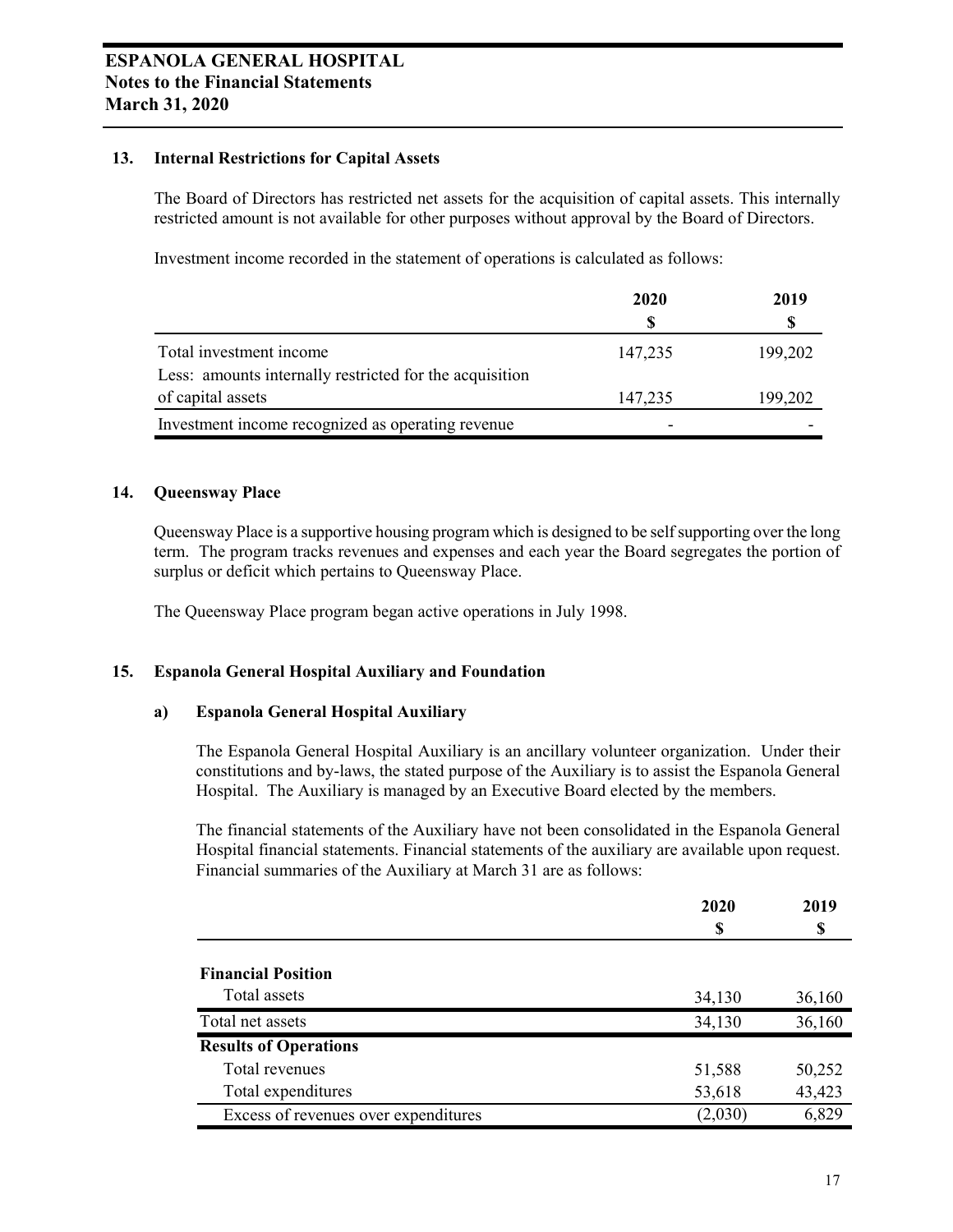## 13. Internal Restrictions for Capital Assets

The Board of Directors has restricted net assets for the acquisition of capital assets. This internally restricted amount is not available for other purposes without approval by the Board of Directors.

Investment income recorded in the statement of operations is calculated as follows:

| | 2020<br>$ | 2019<br>$ |
|---|---|---|
| Total investment income | 147,235 | 199,202 |
| Less: amounts internally restricted for the acquisition of capital assets | 147,235 | 199,202 |
| Investment income recognized as operating revenue | - | - |

## 14. Queensway Place

Queensway Place is a supportive housing program which is designed to be self supporting over the long term. The program tracks revenues and expenses and each year the Board segregates the portion of surplus or deficit which pertains to Queensway Place.

The Queensway Place program began active operations in July 1998.

## 15. Espanola General Hospital Auxiliary and Foundation

### a) Espanola General Hospital Auxiliary

The Espanola General Hospital Auxiliary is an ancillary volunteer organization. Under their constitutions and by-laws, the stated purpose of the Auxiliary is to assist the Espanola General Hospital. The Auxiliary is managed by an Executive Board elected by the members.

The financial statements of the Auxiliary have not been consolidated in the Espanola General Hospital financial statements. Financial statements of the auxiliary are available upon request. Financial summaries of the Auxiliary at March 31 are as follows:

| | 2020<br>$ | 2019<br>$ |
|---|---|---|
| **Financial Position** | | |
| Total assets | 34,130 | 36,160 |
| Total net assets | 34,130 | 36,160 |
| **Results of Operations** | | |
| Total revenues | 51,588 | 50,252 |
| Total expenditures | 53,618 | 43,423 |
| Excess of revenues over expenditures | (2,030) | 6,829 |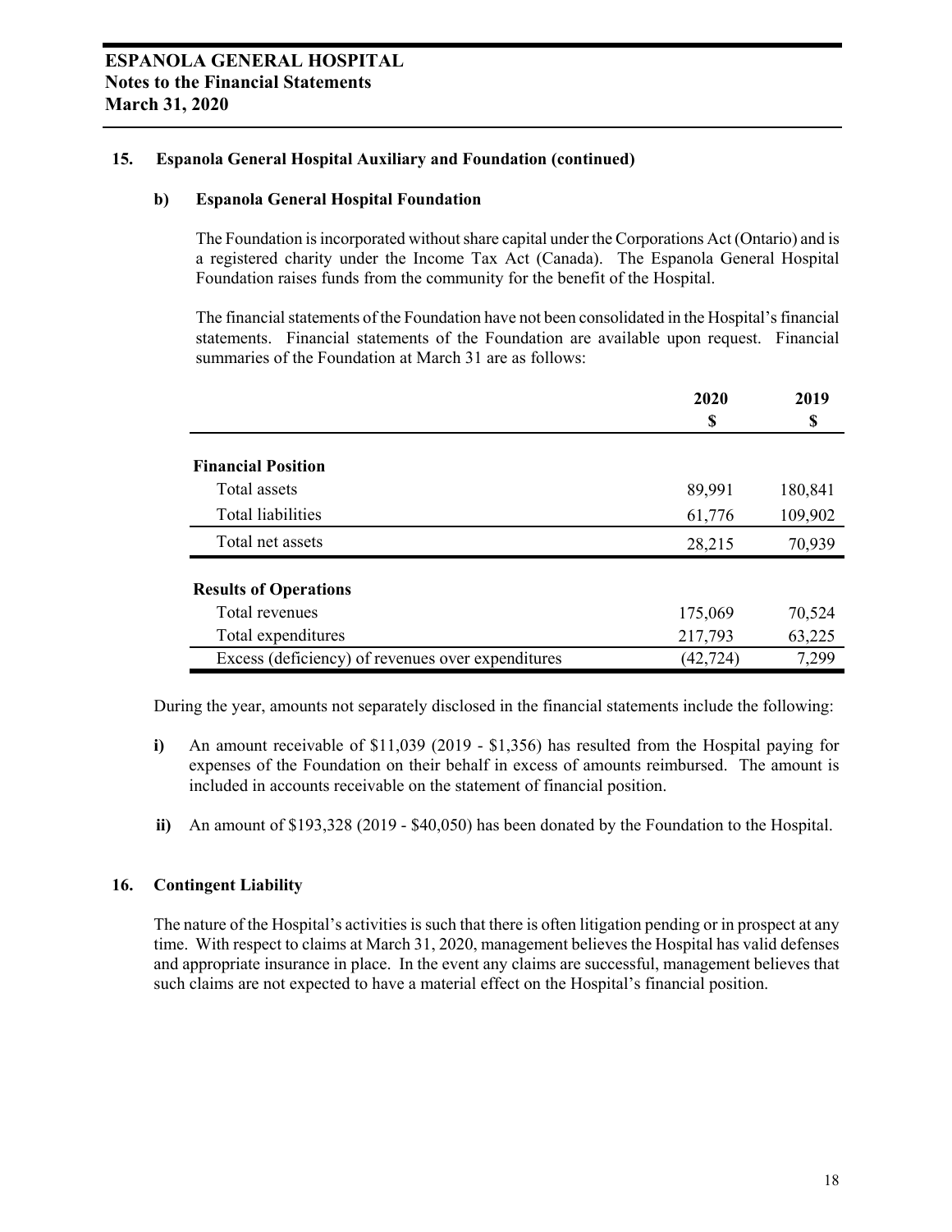## 15. Espanola General Hospital Auxiliary and Foundation (continued)

### b) Espanola General Hospital Foundation

The Foundation is incorporated without share capital under the Corporations Act (Ontario) and is a registered charity under the Income Tax Act (Canada). The Espanola General Hospital Foundation raises funds from the community for the benefit of the Hospital.

The financial statements of the Foundation have not been consolidated in the Hospital's financial statements. Financial statements of the Foundation are available upon request. Financial summaries of the Foundation at March 31 are as follows:

| | 2020<br>$ | 2019<br>$ |
|---|---|---|
| **Financial Position** | | |
| Total assets | 89,991 | 180,841 |
| Total liabilities | 61,776 | 109,902 |
| Total net assets | 28,215 | 70,939 |
| **Results of Operations** | | |
| Total revenues | 175,069 | 70,524 |
| Total expenditures | 217,793 | 63,225 |
| Excess (deficiency) of revenues over expenditures | (42,724) | 7,299 |

During the year, amounts not separately disclosed in the financial statements include the following:

**i)** An amount receivable of $11,039 (2019 - $1,356) has resulted from the Hospital paying for expenses of the Foundation on their behalf in excess of amounts reimbursed. The amount is included in accounts receivable on the statement of financial position.

**ii)** An amount of $193,328 (2019 - $40,050) has been donated by the Foundation to the Hospital.

## 16. Contingent Liability

The nature of the Hospital's activities is such that there is often litigation pending or in prospect at any time. With respect to claims at March 31, 2020, management believes the Hospital has valid defenses and appropriate insurance in place. In the event any claims are successful, management believes that such claims are not expected to have a material effect on the Hospital's financial position.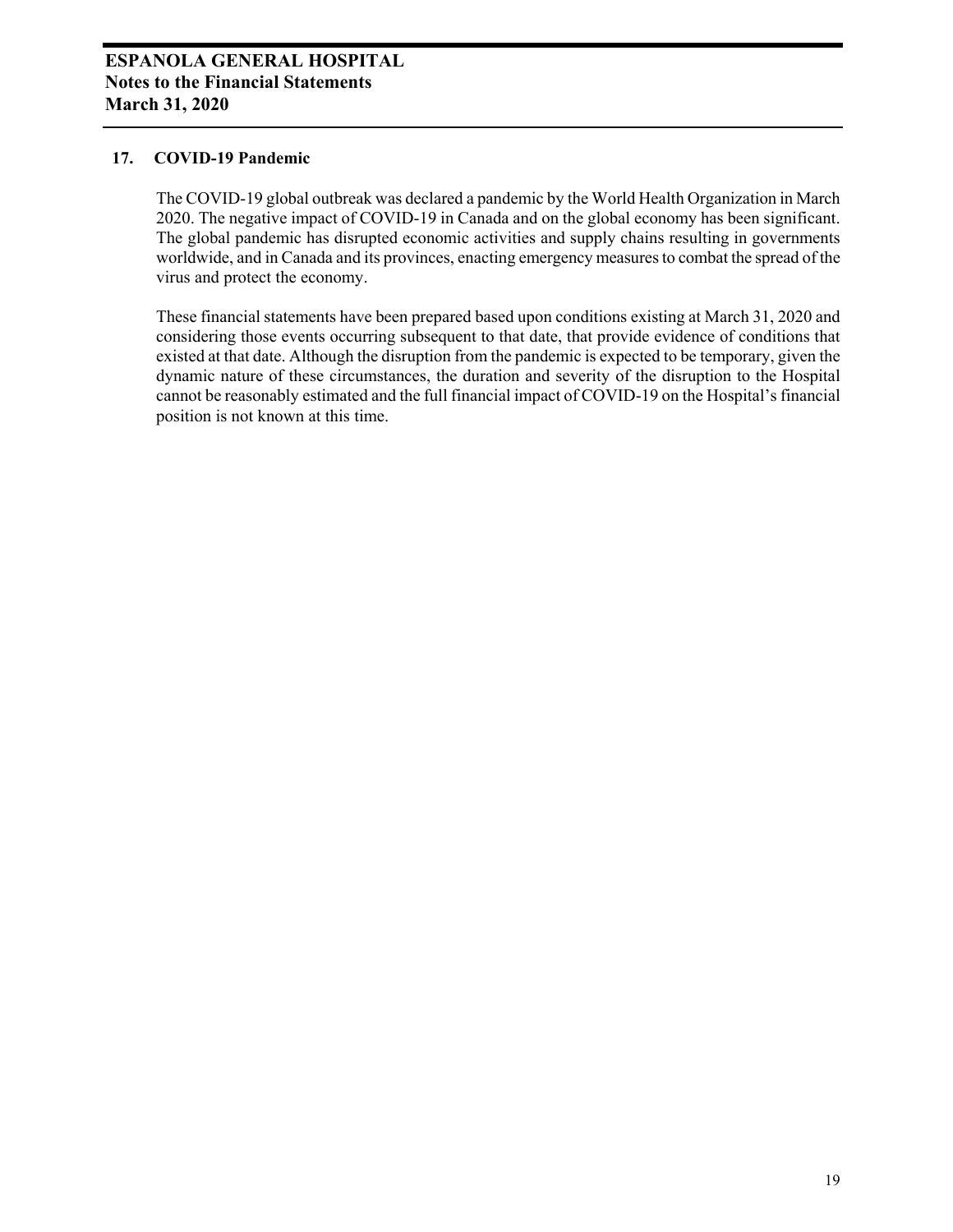## 17. COVID-19 Pandemic

The COVID-19 global outbreak was declared a pandemic by the World Health Organization in March 2020. The negative impact of COVID-19 in Canada and on the global economy has been significant. The global pandemic has disrupted economic activities and supply chains resulting in governments worldwide, and in Canada and its provinces, enacting emergency measures to combat the spread of the virus and protect the economy.

These financial statements have been prepared based upon conditions existing at March 31, 2020 and considering those events occurring subsequent to that date, that provide evidence of conditions that existed at that date. Although the disruption from the pandemic is expected to be temporary, given the dynamic nature of these circumstances, the duration and severity of the disruption to the Hospital cannot be reasonably estimated and the full financial impact of COVID-19 on the Hospital's financial position is not known at this time.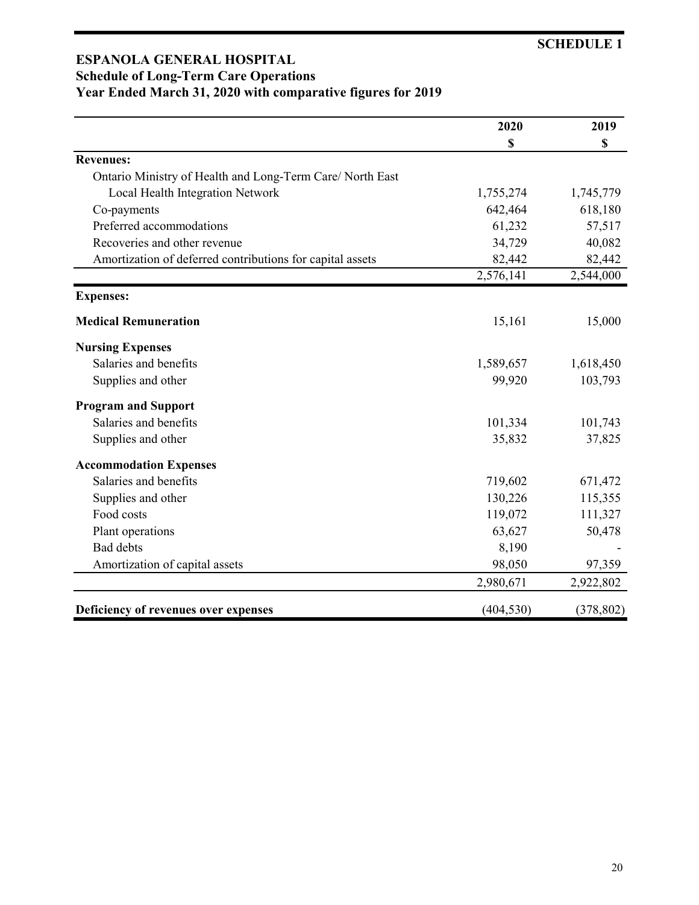**SCHEDULE 1**

# ESPANOLA GENERAL HOSPITAL

## Schedule of Long-Term Care Operations

### Year Ended March 31, 2020 with comparative figures for 2019

| | 2020 | 2019 |
|---|---|---|
| | $ | $ |
| **Revenues:** | | |
| Ontario Ministry of Health and Long-Term Care/ North East Local Health Integration Network | 1,755,274 | 1,745,779 |
| Co-payments | 642,464 | 618,180 |
| Preferred accommodations | 61,232 | 57,517 |
| Recoveries and other revenue | 34,729 | 40,082 |
| Amortization of deferred contributions for capital assets | 82,442 | 82,442 |
| | 2,576,141 | 2,544,000 |
| **Expenses:** | | |
| **Medical Remuneration** | 15,161 | 15,000 |
| **Nursing Expenses** | | |
| Salaries and benefits | 1,589,657 | 1,618,450 |
| Supplies and other | 99,920 | 103,793 |
| **Program and Support** | | |
| Salaries and benefits | 101,334 | 101,743 |
| Supplies and other | 35,832 | 37,825 |
| **Accommodation Expenses** | | |
| Salaries and benefits | 719,602 | 671,472 |
| Supplies and other | 130,226 | 115,355 |
| Food costs | 119,072 | 111,327 |
| Plant operations | 63,627 | 50,478 |
| Bad debts | 8,190 | - |
| Amortization of capital assets | 98,050 | 97,359 |
| | 2,980,671 | 2,922,802 |
| **Deficiency of revenues over expenses** | (404,530) | (378,802) |